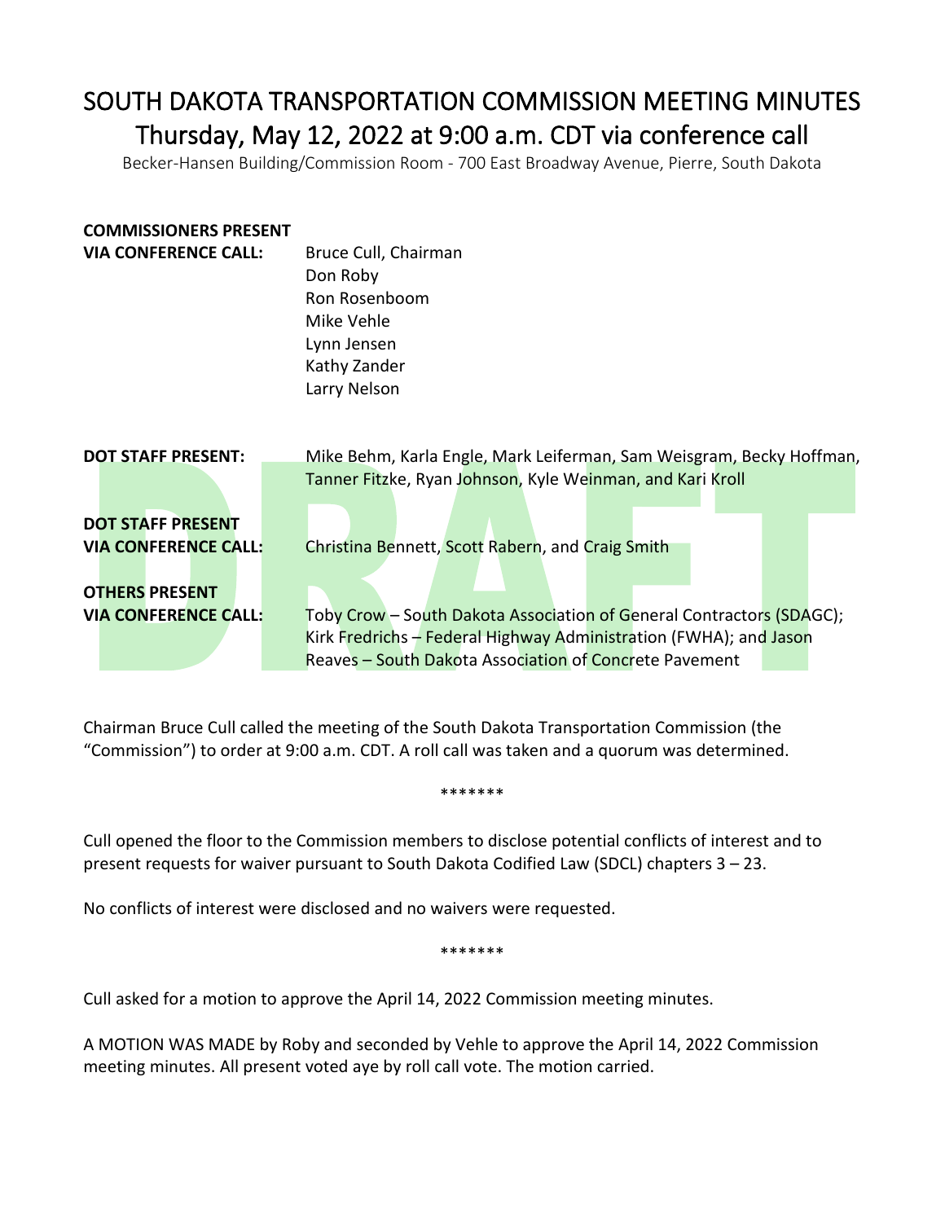# SOUTH DAKOTA TRANSPORTATION COMMISSION MEETING MINUTES

## Thursday, May 12, 2022 at 9:00 a.m. CDT via conference call

Becker-Hansen Building/Commission Room - 700 East Broadway Avenue, Pierre, South Dakota

| | |
|---|---|
| **COMMISSIONERS PRESENT VIA CONFERENCE CALL:** | Bruce Cull, Chairman<br>Don Roby<br>Ron Rosenboom<br>Mike Vehle<br>Lynn Jensen<br>Kathy Zander<br>Larry Nelson |
| **DOT STAFF PRESENT:** | Mike Behm, Karla Engle, Mark Leiferman, Sam Weisgram, Becky Hoffman, Tanner Fitzke, Ryan Johnson, Kyle Weinman, and Kari Kroll |
| **DOT STAFF PRESENT VIA CONFERENCE CALL:** | Christina Bennett, Scott Rabern, and Craig Smith |
| **OTHERS PRESENT VIA CONFERENCE CALL:** | Toby Crow – South Dakota Association of General Contractors (SDAGC); Kirk Fredrichs – Federal Highway Administration (FWHA); and Jason Reaves – South Dakota Association of Concrete Pavement |

Chairman Bruce Cull called the meeting of the South Dakota Transportation Commission (the "Commission") to order at 9:00 a.m. CDT. A roll call was taken and a quorum was determined.

*******

Cull opened the floor to the Commission members to disclose potential conflicts of interest and to present requests for waiver pursuant to South Dakota Codified Law (SDCL) chapters 3 – 23.

No conflicts of interest were disclosed and no waivers were requested.

*******

Cull asked for a motion to approve the April 14, 2022 Commission meeting minutes.

A MOTION WAS MADE by Roby and seconded by Vehle to approve the April 14, 2022 Commission meeting minutes. All present voted aye by roll call vote. The motion carried.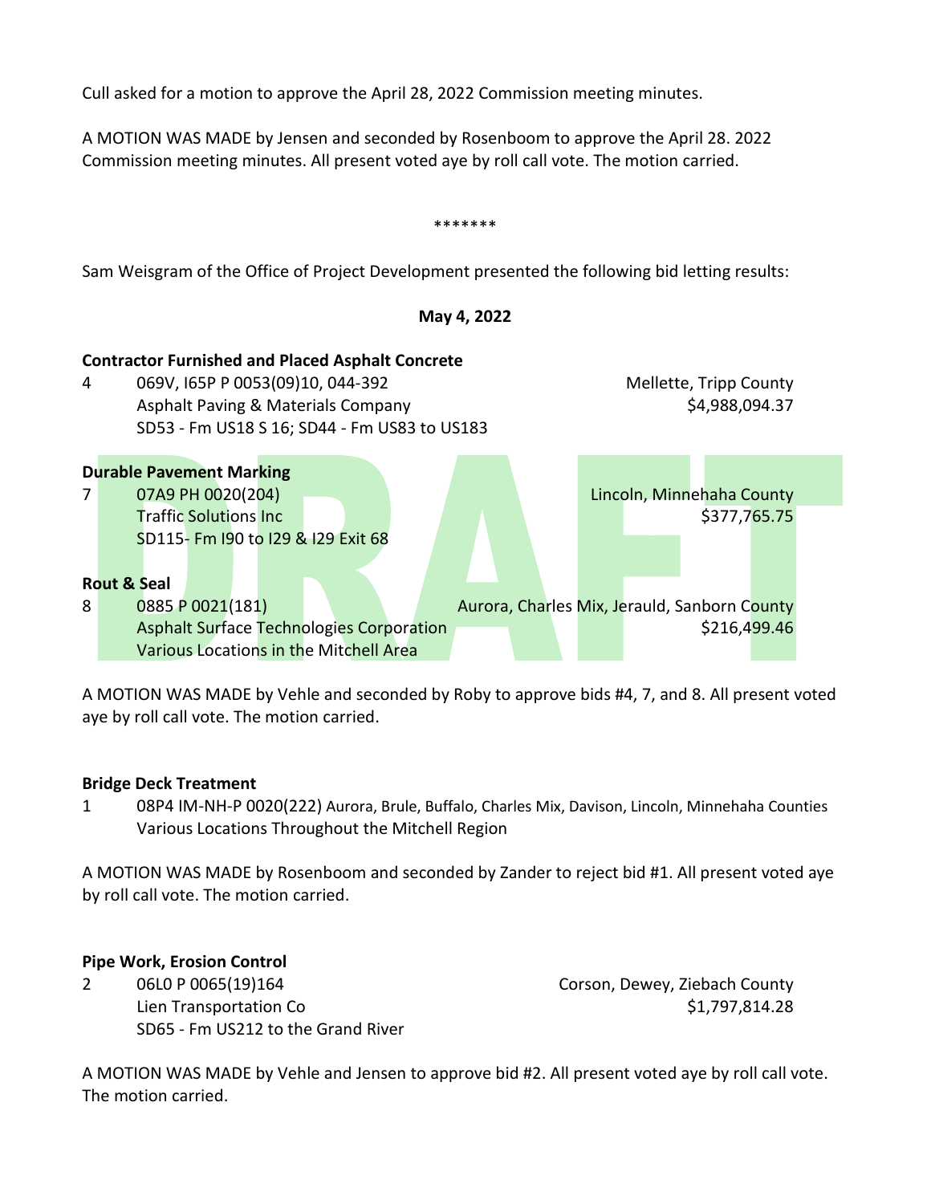Cull asked for a motion to approve the April 28, 2022 Commission meeting minutes.

A MOTION WAS MADE by Jensen and seconded by Rosenboom to approve the April 28. 2022 Commission meeting minutes. All present voted aye by roll call vote. The motion carried.

\*\*\*\*\*\*\*

Sam Weisgram of the Office of Project Development presented the following bid letting results:

**May 4, 2022**

**Contractor Furnished and Placed Asphalt Concrete**

4 069V, I65P P 0053(09)10, 044-392 — Mellette, Tripp County
Asphalt Paving & Materials Company — $4,988,094.37
SD53 - Fm US18 S 16; SD44 - Fm US83 to US183

**Durable Pavement Marking**

7 07A9 PH 0020(204) — Lincoln, Minnehaha County
Traffic Solutions Inc — $377,765.75
SD115- Fm I90 to I29 & I29 Exit 68

**Rout & Seal**

8 0885 P 0021(181) — Aurora, Charles Mix, Jerauld, Sanborn County
Asphalt Surface Technologies Corporation — $216,499.46
Various Locations in the Mitchell Area

A MOTION WAS MADE by Vehle and seconded by Roby to approve bids #4, 7, and 8. All present voted aye by roll call vote. The motion carried.

**Bridge Deck Treatment**

1 08P4 IM-NH-P 0020(222) Aurora, Brule, Buffalo, Charles Mix, Davison, Lincoln, Minnehaha Counties
Various Locations Throughout the Mitchell Region

A MOTION WAS MADE by Rosenboom and seconded by Zander to reject bid #1. All present voted aye by roll call vote. The motion carried.

**Pipe Work, Erosion Control**

2 06L0 P 0065(19)164 — Corson, Dewey, Ziebach County
Lien Transportation Co — $1,797,814.28
SD65 - Fm US212 to the Grand River

A MOTION WAS MADE by Vehle and Jensen to approve bid #2. All present voted aye by roll call vote. The motion carried.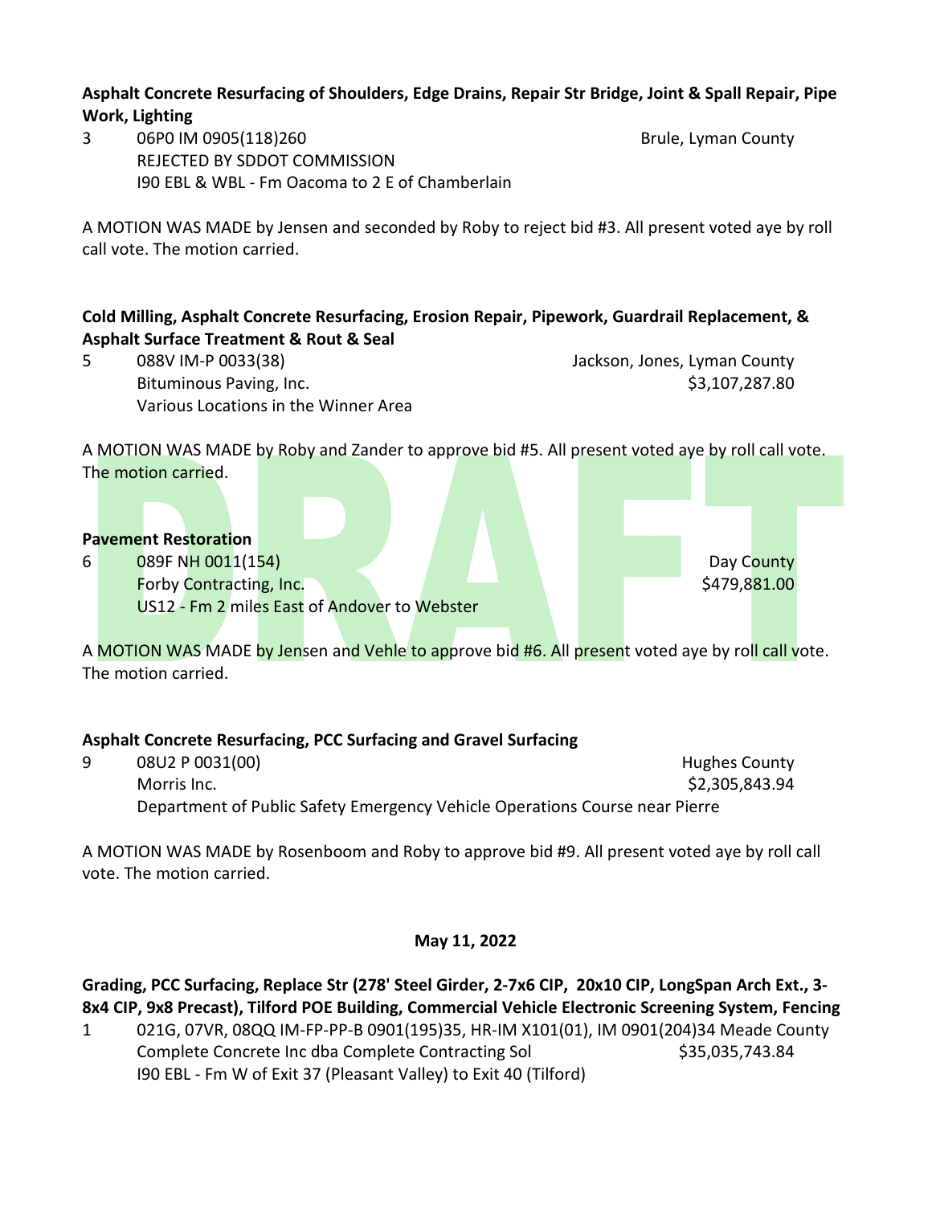**Asphalt Concrete Resurfacing of Shoulders, Edge Drains, Repair Str Bridge, Joint & Spall Repair, Pipe Work, Lighting**

3 06P0 IM 0905(118)260 Brule, Lyman County
REJECTED BY SDDOT COMMISSION
I90 EBL & WBL - Fm Oacoma to 2 E of Chamberlain

A MOTION WAS MADE by Jensen and seconded by Roby to reject bid #3. All present voted aye by roll call vote. The motion carried.

**Cold Milling, Asphalt Concrete Resurfacing, Erosion Repair, Pipework, Guardrail Replacement, & Asphalt Surface Treatment & Rout & Seal**

5 088V IM-P 0033(38) Jackson, Jones, Lyman County
Bituminous Paving, Inc. $3,107,287.80
Various Locations in the Winner Area

A MOTION WAS MADE by Roby and Zander to approve bid #5. All present voted aye by roll call vote. The motion carried.

**Pavement Restoration**

6 089F NH 0011(154) Day County
Forby Contracting, Inc. $479,881.00
US12 - Fm 2 miles East of Andover to Webster

A MOTION WAS MADE by Jensen and Vehle to approve bid #6. All present voted aye by roll call vote. The motion carried.

**Asphalt Concrete Resurfacing, PCC Surfacing and Gravel Surfacing**

9 08U2 P 0031(00) Hughes County
Morris Inc. $2,305,843.94
Department of Public Safety Emergency Vehicle Operations Course near Pierre

A MOTION WAS MADE by Rosenboom and Roby to approve bid #9. All present voted aye by roll call vote. The motion carried.

**May 11, 2022**

**Grading, PCC Surfacing, Replace Str (278' Steel Girder, 2-7x6 CIP, 20x10 CIP, LongSpan Arch Ext., 3-8x4 CIP, 9x8 Precast), Tilford POE Building, Commercial Vehicle Electronic Screening System, Fencing**

1 021G, 07VR, 08QQ IM-FP-PP-B 0901(195)35, HR-IM X101(01), IM 0901(204)34 Meade County
Complete Concrete Inc dba Complete Contracting Sol $35,035,743.84
I90 EBL - Fm W of Exit 37 (Pleasant Valley) to Exit 40 (Tilford)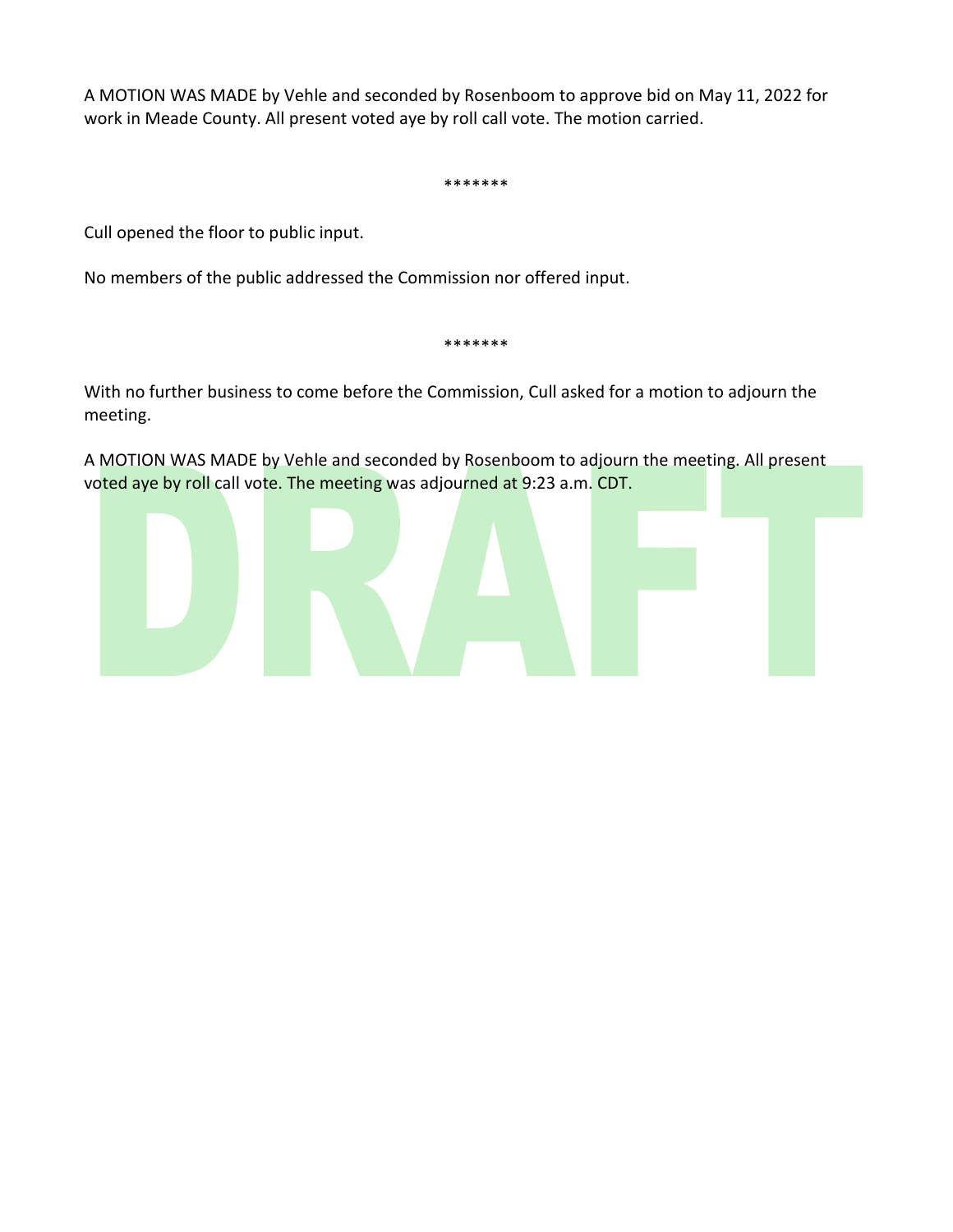A MOTION WAS MADE by Vehle and seconded by Rosenboom to approve bid on May 11, 2022 for work in Meade County. All present voted aye by roll call vote. The motion carried.

*******

Cull opened the floor to public input.

No members of the public addressed the Commission nor offered input.

*******

With no further business to come before the Commission, Cull asked for a motion to adjourn the meeting.

A MOTION WAS MADE by Vehle and seconded by Rosenboom to adjourn the meeting. All present voted aye by roll call vote. The meeting was adjourned at 9:23 a.m. CDT.

DRAFT